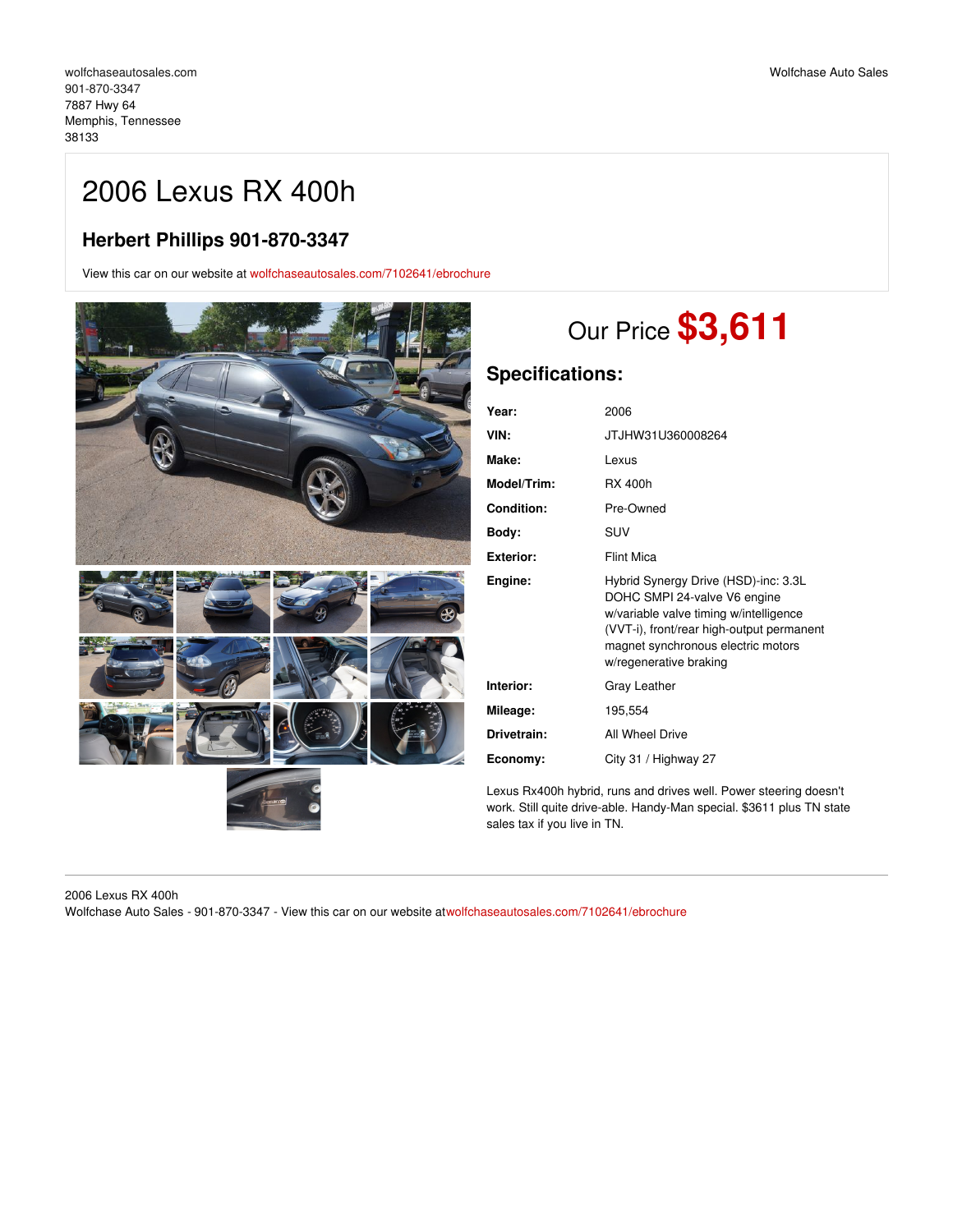wolfchaseautosales.com
901-870-3347
7887 Hwy 64
Memphis, Tennessee
38133

Wolfchase Auto Sales

# 2006 Lexus RX 400h

## Herbert Phillips 901-870-3347

View this car on our website at wolfchaseautosales.com/7102641/ebrochure

Our Price **$3,611**

## Specifications:

| | |
|---|---|
| **Year:** | 2006 |
| **VIN:** | JTJHW31U360008264 |
| **Make:** | Lexus |
| **Model/Trim:** | RX 400h |
| **Condition:** | Pre-Owned |
| **Body:** | SUV |
| **Exterior:** | Flint Mica |
| **Engine:** | Hybrid Synergy Drive (HSD)-inc: 3.3L DOHC SMPI 24-valve V6 engine w/variable valve timing w/intelligence (VVT-i), front/rear high-output permanent magnet synchronous electric motors w/regenerative braking |
| **Interior:** | Gray Leather |
| **Mileage:** | 195,554 |
| **Drivetrain:** | All Wheel Drive |
| **Economy:** | City 31 / Highway 27 |

Lexus Rx400h hybrid, runs and drives well. Power steering doesn't work. Still quite drive-able. Handy-Man special. $3611 plus TN state sales tax if you live in TN.

2006 Lexus RX 400h
Wolfchase Auto Sales - 901-870-3347 - View this car on our website atwolfchaseautosales.com/7102641/ebrochure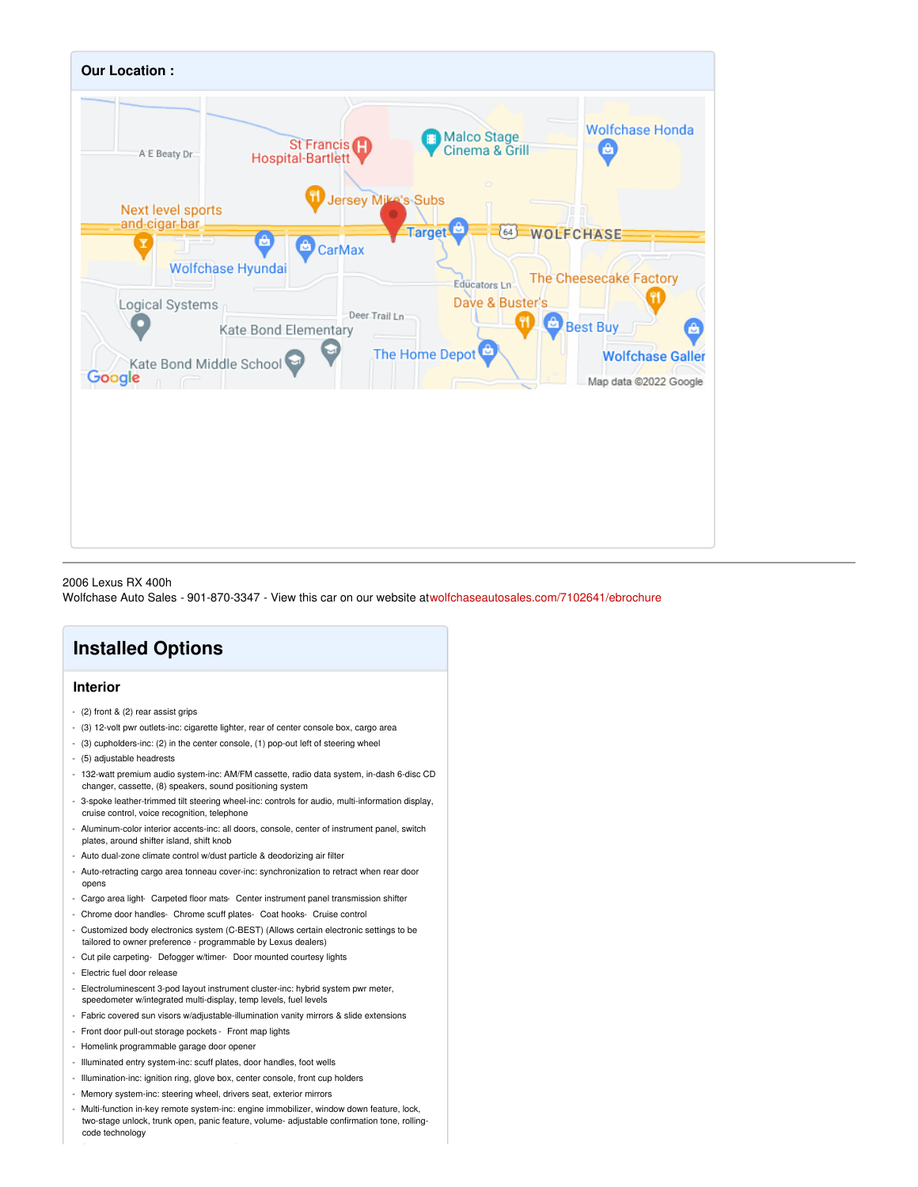## Our Location :

2006 Lexus RX 400h
Wolfchase Auto Sales - 901-870-3347 - View this car on our website atwolfchaseautosales.com/7102641/ebrochure

# Installed Options

### Interior

- (2) front & (2) rear assist grips
- (3) 12-volt pwr outlets-inc: cigarette lighter, rear of center console box, cargo area
- (3) cupholders-inc: (2) in the center console, (1) pop-out left of steering wheel
- (5) adjustable headrests
- 132-watt premium audio system-inc: AM/FM cassette, radio data system, in-dash 6-disc CD changer, cassette, (8) speakers, sound positioning system
- 3-spoke leather-trimmed tilt steering wheel-inc: controls for audio, multi-information display, cruise control, voice recognition, telephone
- Aluminum-color interior accents-inc: all doors, console, center of instrument panel, switch plates, around shifter island, shift knob
- Auto dual-zone climate control w/dust particle & deodorizing air filter
- Auto-retracting cargo area tonneau cover-inc: synchronization to retract when rear door opens
- Cargo area light- Carpeted floor mats- Center instrument panel transmission shifter
- Chrome door handles- Chrome scuff plates- Coat hooks- Cruise control
- Customized body electronics system (C-BEST) (Allows certain electronic settings to be tailored to owner preference - programmable by Lexus dealers)
- Cut pile carpeting- Defogger w/timer- Door mounted courtesy lights
- Electric fuel door release
- Electroluminescent 3-pod layout instrument cluster-inc: hybrid system pwr meter, speedometer w/integrated multi-display, temp levels, fuel levels
- Fabric covered sun visors w/adjustable-illumination vanity mirrors & slide extensions
- Front door pull-out storage pockets - Front map lights
- Homelink programmable garage door opener
- Illuminated entry system-inc: scuff plates, door handles, foot wells
- Illumination-inc: ignition ring, glove box, center console, front cup holders
- Memory system-inc: steering wheel, drivers seat, exterior mirrors
- Multi-function in-key remote system-inc: engine immobilizer, window down feature, lock, two-stage unlock, trunk open, panic feature, volume- adjustable confirmation tone, rolling-code technology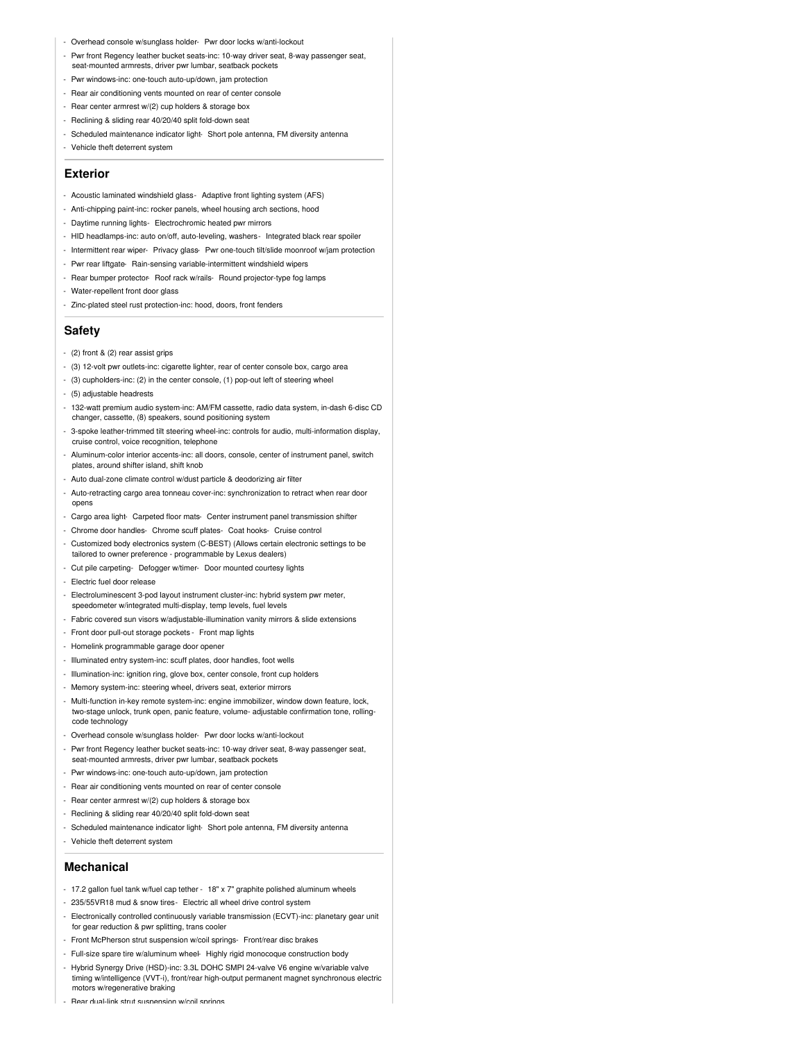- Overhead console w/sunglass holder- Pwr door locks w/anti-lockout
- Pwr front Regency leather bucket seats-inc: 10-way driver seat, 8-way passenger seat, seat-mounted armrests, driver pwr lumbar, seatback pockets
- Pwr windows-inc: one-touch auto-up/down, jam protection
- Rear air conditioning vents mounted on rear of center console
- Rear center armrest w/(2) cup holders & storage box
- Reclining & sliding rear 40/20/40 split fold-down seat
- Scheduled maintenance indicator light- Short pole antenna, FM diversity antenna
- Vehicle theft deterrent system

## Exterior

- Acoustic laminated windshield glass- Adaptive front lighting system (AFS)
- Anti-chipping paint-inc: rocker panels, wheel housing arch sections, hood
- Daytime running lights- Electrochromic heated pwr mirrors
- HID headlamps-inc: auto on/off, auto-leveling, washers- Integrated black rear spoiler
- Intermittent rear wiper- Privacy glass- Pwr one-touch tilt/slide moonroof w/jam protection
- Pwr rear liftgate- Rain-sensing variable-intermittent windshield wipers
- Rear bumper protector- Roof rack w/rails- Round projector-type fog lamps
- Water-repellent front door glass
- Zinc-plated steel rust protection-inc: hood, doors, front fenders

## Safety

- (2) front & (2) rear assist grips
- (3) 12-volt pwr outlets-inc: cigarette lighter, rear of center console box, cargo area
- (3) cupholders-inc: (2) in the center console, (1) pop-out left of steering wheel
- (5) adjustable headrests
- 132-watt premium audio system-inc: AM/FM cassette, radio data system, in-dash 6-disc CD changer, cassette, (8) speakers, sound positioning system
- 3-spoke leather-trimmed tilt steering wheel-inc: controls for audio, multi-information display, cruise control, voice recognition, telephone
- Aluminum-color interior accents-inc: all doors, console, center of instrument panel, switch plates, around shifter island, shift knob
- Auto dual-zone climate control w/dust particle & deodorizing air filter
- Auto-retracting cargo area tonneau cover-inc: synchronization to retract when rear door opens
- Cargo area light- Carpeted floor mats- Center instrument panel transmission shifter
- Chrome door handles- Chrome scuff plates- Coat hooks- Cruise control
- Customized body electronics system (C-BEST) (Allows certain electronic settings to be tailored to owner preference - programmable by Lexus dealers)
- Cut pile carpeting- Defogger w/timer- Door mounted courtesy lights
- Electric fuel door release
- Electroluminescent 3-pod layout instrument cluster-inc: hybrid system pwr meter, speedometer w/integrated multi-display, temp levels, fuel levels
- Fabric covered sun visors w/adjustable-illumination vanity mirrors & slide extensions
- Front door pull-out storage pockets - Front map lights
- Homelink programmable garage door opener
- Illuminated entry system-inc: scuff plates, door handles, foot wells
- Illumination-inc: ignition ring, glove box, center console, front cup holders
- Memory system-inc: steering wheel, drivers seat, exterior mirrors
- Multi-function in-key remote system-inc: engine immobilizer, window down feature, lock, two-stage unlock, trunk open, panic feature, volume- adjustable confirmation tone, rolling-code technology
- Overhead console w/sunglass holder- Pwr door locks w/anti-lockout
- Pwr front Regency leather bucket seats-inc: 10-way driver seat, 8-way passenger seat, seat-mounted armrests, driver pwr lumbar, seatback pockets
- Pwr windows-inc: one-touch auto-up/down, jam protection
- Rear air conditioning vents mounted on rear of center console
- Rear center armrest w/(2) cup holders & storage box
- Reclining & sliding rear 40/20/40 split fold-down seat
- Scheduled maintenance indicator light- Short pole antenna, FM diversity antenna
- Vehicle theft deterrent system

## Mechanical

- 17.2 gallon fuel tank w/fuel cap tether - 18" x 7" graphite polished aluminum wheels
- 235/55VR18 mud & snow tires- Electric all wheel drive control system
- Electronically controlled continuously variable transmission (ECVT)-inc: planetary gear unit for gear reduction & pwr splitting, trans cooler
- Front McPherson strut suspension w/coil springs- Front/rear disc brakes
- Full-size spare tire w/aluminum wheel- Highly rigid monocoque construction body
- Hybrid Synergy Drive (HSD)-inc: 3.3L DOHC SMPI 24-valve V6 engine w/variable valve timing w/intelligence (VVT-i), front/rear high-output permanent magnet synchronous electric motors w/regenerative braking
- Rear dual-link strut suspension w/coil springs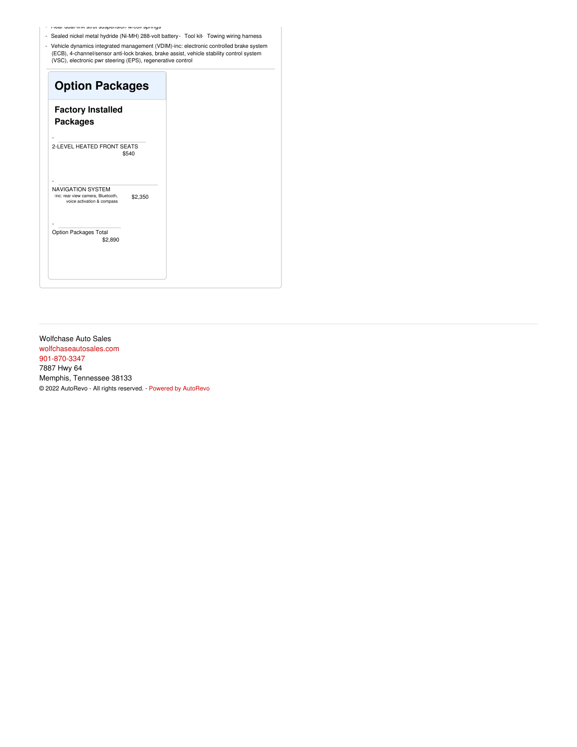- Rear dual-link strut suspension w/coil springs
- Sealed nickel metal hydride (Ni-MH) 288-volt battery
- Tool kit
- Towing wiring harness
- Vehicle dynamics integrated management (VDIM)-inc: electronic controlled brake system (ECB), 4-channel/sensor anti-lock brakes, brake assist, vehicle stability control system (VSC), electronic pwr steering (EPS), regenerative control

## Option Packages

### Factory Installed Packages

| | |
|---|---|
| 2-LEVEL HEATED FRONT SEATS | $540 |
| NAVIGATION SYSTEM<br>-inc: rear view camera, Bluetooth, voice activation & compass | $2,350 |
| Option Packages Total | $2,890 |

Wolfchase Auto Sales
wolfchaseautosales.com
901-870-3347
7887 Hwy 64
Memphis, Tennessee 38133
© 2022 AutoRevo - All rights reserved. - Powered by AutoRevo